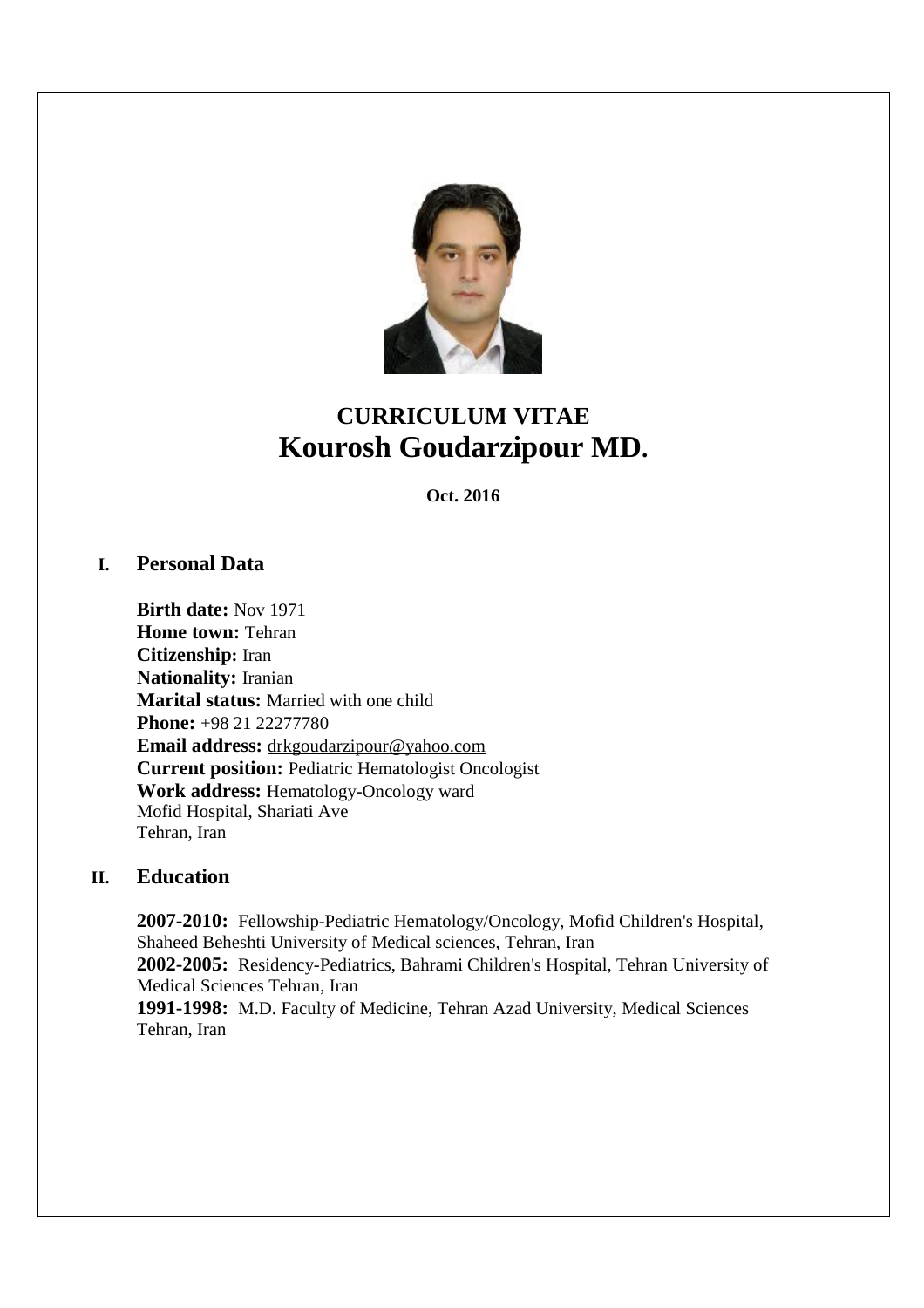# CURRICULUM VITAE
# Kourosh Goudarzipour MD.

**Oct. 2016**

## I. Personal Data

**Birth date:** Nov 1971
**Home town:** Tehran
**Citizenship:** Iran
**Nationality:** Iranian
**Marital status:** Married with one child
**Phone:** +98 21 22277780
**Email address:** drkgoudarzipour@yahoo.com
**Current position:** Pediatric Hematologist Oncologist
**Work address:** Hematology-Oncology ward
Mofid Hospital, Shariati Ave
Tehran, Iran

## II. Education

**2007-2010:** Fellowship-Pediatric Hematology/Oncology, Mofid Children's Hospital, Shaheed Beheshti University of Medical sciences, Tehran, Iran
**2002-2005:** Residency-Pediatrics, Bahrami Children's Hospital, Tehran University of Medical Sciences Tehran, Iran
**1991-1998:** M.D. Faculty of Medicine, Tehran Azad University, Medical Sciences Tehran, Iran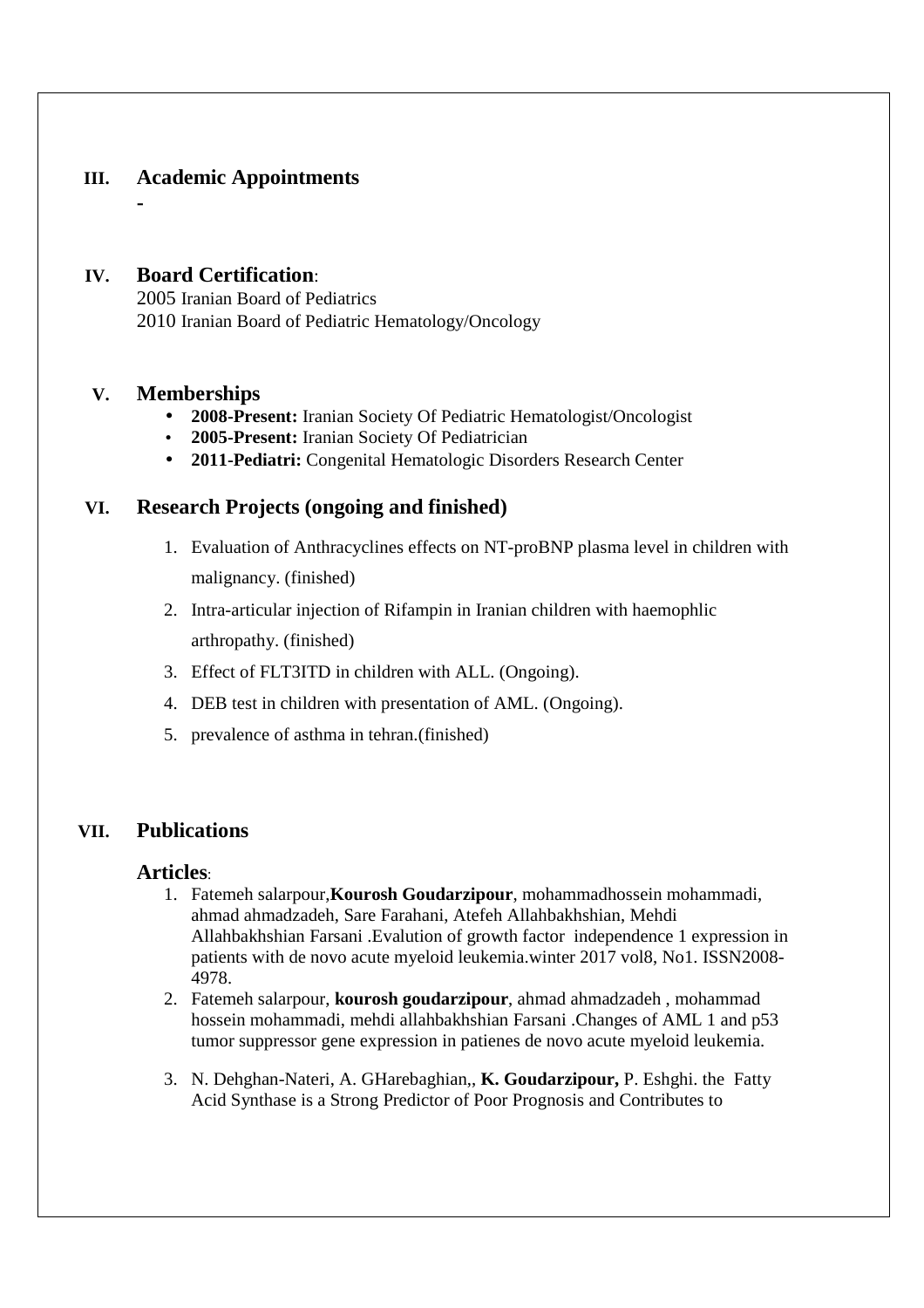## III. Academic Appointments

-

## IV. Board Certification:

2005 Iranian Board of Pediatrics
2010 Iranian Board of Pediatric Hematology/Oncology

## V. Memberships

- **2008-Present:** Iranian Society Of Pediatric Hematologist/Oncologist
- **2005-Present:** Iranian Society Of Pediatrician
- **2011-Pediatri:** Congenital Hematologic Disorders Research Center

## VI. Research Projects (ongoing and finished)

1. Evaluation of Anthracyclines effects on NT-proBNP plasma level in children with malignancy. (finished)
2. Intra-articular injection of Rifampin in Iranian children with haemophlic arthropathy. (finished)
3. Effect of FLT3ITD in children with ALL. (Ongoing).
4. DEB test in children with presentation of AML. (Ongoing).
5. prevalence of asthma in tehran.(finished)

## VII. Publications

### Articles:

1. Fatemeh salarpour,**Kourosh Goudarzipour**, mohammadhossein mohammadi, ahmad ahmadzadeh, Sare Farahani, Atefeh Allahbakhshian, Mehdi Allahbakhshian Farsani .Evalution of growth factor independence 1 expression in patients with de novo acute myeloid leukemia.winter 2017 vol8, No1. ISSN2008-4978.
2. Fatemeh salarpour, **kourosh goudarzipour**, ahmad ahmadzadeh , mohammad hossein mohammadi, mehdi allahbakhshian Farsani .Changes of AML 1 and p53 tumor suppressor gene expression in patienes de novo acute myeloid leukemia.
3. N. Dehghan-Nateri, A. GHarebaghian,, **K. Goudarzipour,** P. Eshghi. the Fatty Acid Synthase is a Strong Predictor of Poor Prognosis and Contributes to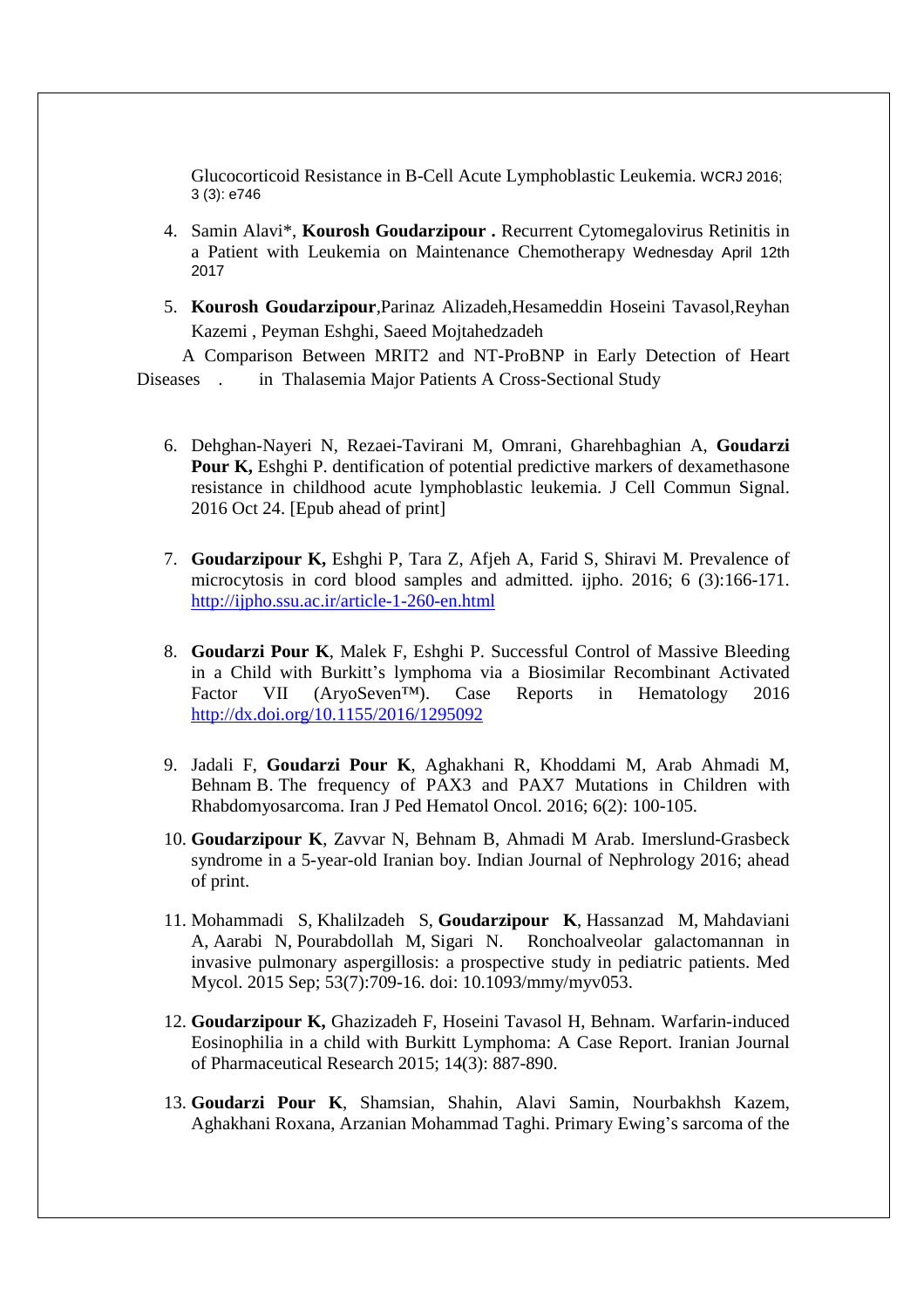Glucocorticoid Resistance in B-Cell Acute Lymphoblastic Leukemia. WCRJ 2016; 3 (3): e746

4. Samin Alavi*, **Kourosh Goudarzipour .** Recurrent Cytomegalovirus Retinitis in a Patient with Leukemia on Maintenance Chemotherapy Wednesday April 12th 2017

5. **Kourosh Goudarzipour**,Parinaz Alizadeh,Hesameddin Hoseini Tavasol,Reyhan Kazemi , Peyman Eshghi, Saeed Mojtahedzadeh

   A Comparison Between MRIT2 and NT-ProBNP in Early Detection of Heart Diseases . in Thalasemia Major Patients A Cross-Sectional Study

6. Dehghan-Nayeri N, Rezaei-Tavirani M, Omrani, Gharehbaghian A, **Goudarzi Pour K,** Eshghi P. dentification of potential predictive markers of dexamethasone resistance in childhood acute lymphoblastic leukemia. J Cell Commun Signal. 2016 Oct 24. [Epub ahead of print]

7. **Goudarzipour K,** Eshghi P, Tara Z, Afjeh A, Farid S, Shiravi M. Prevalence of microcytosis in cord blood samples and admitted. ijpho. 2016; 6 (3):166-171. http://ijpho.ssu.ac.ir/article-1-260-en.html

8. **Goudarzi Pour K**, Malek F, Eshghi P. Successful Control of Massive Bleeding in a Child with Burkitt's lymphoma via a Biosimilar Recombinant Activated Factor VII (AryoSeven™). Case Reports in Hematology 2016 http://dx.doi.org/10.1155/2016/1295092

9. Jadali F, **Goudarzi Pour K**, Aghakhani R, Khoddami M, Arab Ahmadi M, Behnam B. The frequency of PAX3 and PAX7 Mutations in Children with Rhabdomyosarcoma. Iran J Ped Hematol Oncol. 2016; 6(2): 100-105.

10. **Goudarzipour K**, Zavvar N, Behnam B, Ahmadi M Arab. Imerslund-Grasbeck syndrome in a 5-year-old Iranian boy. Indian Journal of Nephrology 2016; ahead of print.

11. Mohammadi S, Khalilzadeh S, **Goudarzipour K**, Hassanzad M, Mahdaviani A, Aarabi N, Pourabdollah M, Sigari N. Ronchoalveolar galactomannan in invasive pulmonary aspergillosis: a prospective study in pediatric patients. Med Mycol. 2015 Sep; 53(7):709-16. doi: 10.1093/mmy/myv053.

12. **Goudarzipour K,** Ghazizadeh F, Hoseini Tavasol H, Behnam. Warfarin-induced Eosinophilia in a child with Burkitt Lymphoma: A Case Report. Iranian Journal of Pharmaceutical Research 2015; 14(3): 887-890.

13. **Goudarzi Pour K**, Shamsian, Shahin, Alavi Samin, Nourbakhsh Kazem, Aghakhani Roxana, Arzanian Mohammad Taghi. Primary Ewing's sarcoma of the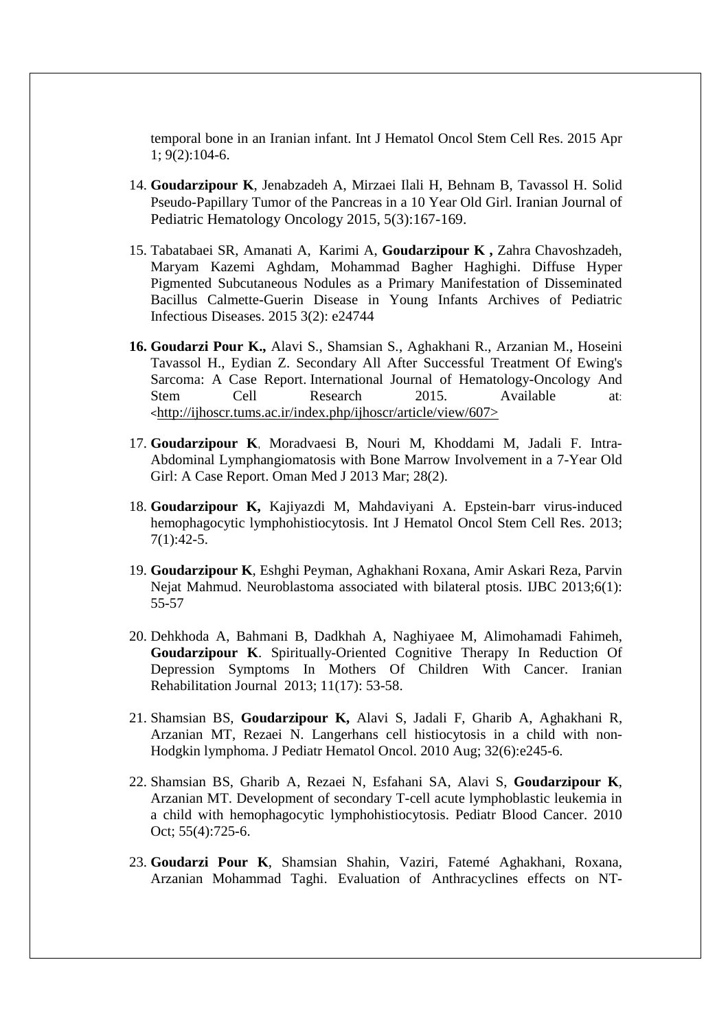temporal bone in an Iranian infant. Int J Hematol Oncol Stem Cell Res. 2015 Apr 1; 9(2):104-6.

14. **Goudarzipour K**, Jenabzadeh A, Mirzaei Ilali H, Behnam B, Tavassol H. Solid Pseudo-Papillary Tumor of the Pancreas in a 10 Year Old Girl. Iranian Journal of Pediatric Hematology Oncology 2015, 5(3):167-169.

15. Tabatabaei SR, Amanati A, Karimi A, **Goudarzipour K ,** Zahra Chavoshzadeh, Maryam Kazemi Aghdam, Mohammad Bagher Haghighi. Diffuse Hyper Pigmented Subcutaneous Nodules as a Primary Manifestation of Disseminated Bacillus Calmette-Guerin Disease in Young Infants Archives of Pediatric Infectious Diseases. 2015 3(2): e24744

16. **Goudarzi Pour K.,** Alavi S., Shamsian S., Aghakhani R., Arzanian M., Hoseini Tavassol H., Eydian Z. Secondary All After Successful Treatment Of Ewing's Sarcoma: A Case Report. International Journal of Hematology-Oncology And Stem Cell Research 2015. Available at: <http://ijhoscr.tums.ac.ir/index.php/ijhoscr/article/view/607>

17. **Goudarzipour K**, Moradvaesi B, Nouri M, Khoddami M, Jadali F. Intra-Abdominal Lymphangiomatosis with Bone Marrow Involvement in a 7-Year Old Girl: A Case Report. Oman Med J 2013 Mar; 28(2).

18. **Goudarzipour K,** Kajiyazdi M, Mahdaviyani A. Epstein-barr virus-induced hemophagocytic lymphohistiocytosis. Int J Hematol Oncol Stem Cell Res. 2013; 7(1):42-5.

19. **Goudarzipour K**, Eshghi Peyman, Aghakhani Roxana, Amir Askari Reza, Parvin Nejat Mahmud. Neuroblastoma associated with bilateral ptosis. IJBC 2013;6(1): 55-57

20. Dehkhoda A, Bahmani B, Dadkhah A, Naghiyaee M, Alimohamadi Fahimeh, **Goudarzipour K**. Spiritually-Oriented Cognitive Therapy In Reduction Of Depression Symptoms In Mothers Of Children With Cancer. Iranian Rehabilitation Journal 2013; 11(17): 53-58.

21. Shamsian BS, **Goudarzipour K,** Alavi S, Jadali F, Gharib A, Aghakhani R, Arzanian MT, Rezaei N. Langerhans cell histiocytosis in a child with non-Hodgkin lymphoma. J Pediatr Hematol Oncol. 2010 Aug; 32(6):e245-6.

22. Shamsian BS, Gharib A, Rezaei N, Esfahani SA, Alavi S, **Goudarzipour K**, Arzanian MT. Development of secondary T-cell acute lymphoblastic leukemia in a child with hemophagocytic lymphohistiocytosis. Pediatr Blood Cancer. 2010 Oct; 55(4):725-6.

23. **Goudarzi Pour K**, Shamsian Shahin, Vaziri, Fatemé Aghakhani, Roxana, Arzanian Mohammad Taghi. Evaluation of Anthracyclines effects on NT-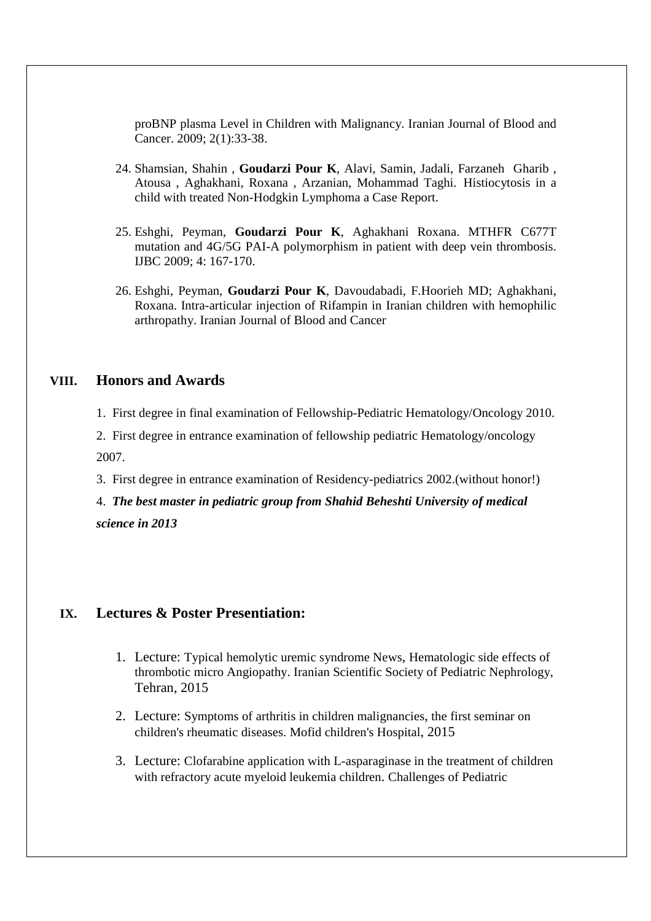proBNP plasma Level in Children with Malignancy. Iranian Journal of Blood and Cancer. 2009; 2(1):33-38.

24. Shamsian, Shahin , **Goudarzi Pour K**, Alavi, Samin, Jadali, Farzaneh Gharib , Atousa , Aghakhani, Roxana , Arzanian, Mohammad Taghi. Histiocytosis in a child with treated Non-Hodgkin Lymphoma a Case Report.

25. Eshghi, Peyman, **Goudarzi Pour K**, Aghakhani Roxana. MTHFR C677T mutation and 4G/5G PAI-A polymorphism in patient with deep vein thrombosis. IJBC 2009; 4: 167-170.

26. Eshghi, Peyman, **Goudarzi Pour K**, Davoudabadi, F.Hoorieh MD; Aghakhani, Roxana. Intra-articular injection of Rifampin in Iranian children with hemophilic arthropathy. Iranian Journal of Blood and Cancer

## VIII. Honors and Awards

1. First degree in final examination of Fellowship-Pediatric Hematology/Oncology 2010.
2. First degree in entrance examination of fellowship pediatric Hematology/oncology 2007.
3. First degree in entrance examination of Residency-pediatrics 2002.(without honor!)
4. ***The best master in pediatric group from Shahid Beheshti University of medical science in 2013***

## IX. Lectures & Poster Presentiation:

1. Lecture: Typical hemolytic uremic syndrome News, Hematologic side effects of thrombotic micro Angiopathy. Iranian Scientific Society of Pediatric Nephrology, Tehran, 2015
2. Lecture: Symptoms of arthritis in children malignancies, the first seminar on children's rheumatic diseases. Mofid children's Hospital, 2015
3. Lecture: Clofarabine application with L-asparaginase in the treatment of children with refractory acute myeloid leukemia children. Challenges of Pediatric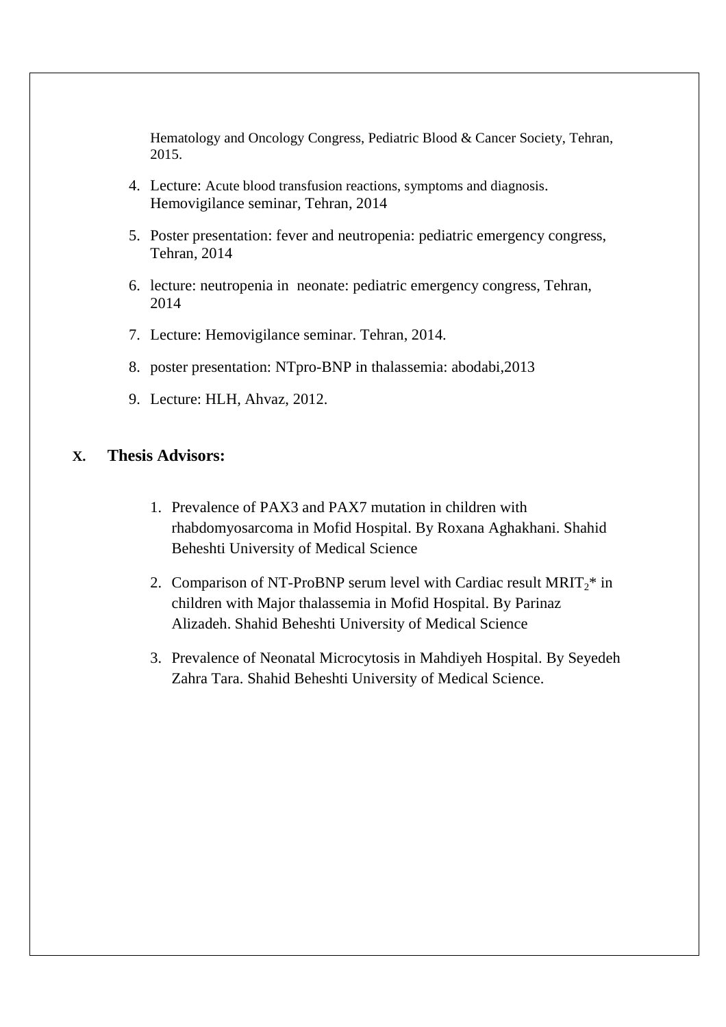Hematology and Oncology Congress, Pediatric Blood & Cancer Society, Tehran, 2015.

4. Lecture: Acute blood transfusion reactions, symptoms and diagnosis. Hemovigilance seminar, Tehran, 2014
5. Poster presentation: fever and neutropenia: pediatric emergency congress, Tehran, 2014
6. lecture: neutropenia in neonate: pediatric emergency congress, Tehran, 2014
7. Lecture: Hemovigilance seminar. Tehran, 2014.
8. poster presentation: NTpro-BNP in thalassemia: abodabi,2013
9. Lecture: HLH, Ahvaz, 2012.

## X. Thesis Advisors:

1. Prevalence of PAX3 and PAX7 mutation in children with rhabdomyosarcoma in Mofid Hospital. By Roxana Aghakhani. Shahid Beheshti University of Medical Science
2. Comparison of NT-ProBNP serum level with Cardiac result $MRIT_2$* in children with Major thalassemia in Mofid Hospital. By Parinaz Alizadeh. Shahid Beheshti University of Medical Science
3. Prevalence of Neonatal Microcytosis in Mahdiyeh Hospital. By Seyedeh Zahra Tara. Shahid Beheshti University of Medical Science.